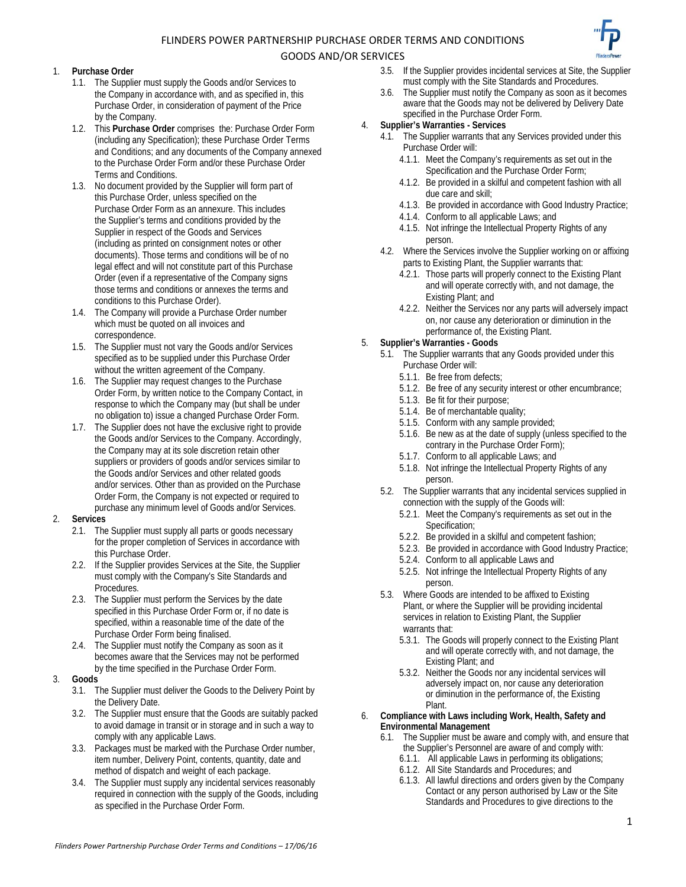# FLINDERS POWER PARTNERSHIP PURCHASE ORDER TERMS AND CONDITIONS

## GOODS AND/OR SERVICES

1. **Purchase Order**
   1.1. The Supplier must supply the Goods and/or Services to the Company in accordance with, and as specified in, this Purchase Order, in consideration of payment of the Price by the Company.
   1.2. This **Purchase Order** comprises the: Purchase Order Form (including any Specification); these Purchase Order Terms and Conditions; and any documents of the Company annexed to the Purchase Order Form and/or these Purchase Order Terms and Conditions.
   1.3. No document provided by the Supplier will form part of this Purchase Order, unless specified on the Purchase Order Form as an annexure. This includes the Supplier's terms and conditions provided by the Supplier in respect of the Goods and Services (including as printed on consignment notes or other documents). Those terms and conditions will be of no legal effect and will not constitute part of this Purchase Order (even if a representative of the Company signs those terms and conditions or annexes the terms and conditions to this Purchase Order).
   1.4. The Company will provide a Purchase Order number which must be quoted on all invoices and correspondence.
   1.5. The Supplier must not vary the Goods and/or Services specified as to be supplied under this Purchase Order without the written agreement of the Company.
   1.6. The Supplier may request changes to the Purchase Order Form, by written notice to the Company Contact, in response to which the Company may (but shall be under no obligation to) issue a changed Purchase Order Form.
   1.7. The Supplier does not have the exclusive right to provide the Goods and/or Services to the Company. Accordingly, the Company may at its sole discretion retain other suppliers or providers of goods and/or services similar to the Goods and/or Services and other related goods and/or services. Other than as provided on the Purchase Order Form, the Company is not expected or required to purchase any minimum level of Goods and/or Services.
2. **Services**
   2.1. The Supplier must supply all parts or goods necessary for the proper completion of Services in accordance with this Purchase Order.
   2.2. If the Supplier provides Services at the Site, the Supplier must comply with the Company's Site Standards and Procedures.
   2.3. The Supplier must perform the Services by the date specified in this Purchase Order Form or, if no date is specified, within a reasonable time of the date of the Purchase Order Form being finalised.
   2.4. The Supplier must notify the Company as soon as it becomes aware that the Services may not be performed by the time specified in the Purchase Order Form.
3. **Goods**
   3.1. The Supplier must deliver the Goods to the Delivery Point by the Delivery Date.
   3.2. The Supplier must ensure that the Goods are suitably packed to avoid damage in transit or in storage and in such a way to comply with any applicable Laws.
   3.3. Packages must be marked with the Purchase Order number, item number, Delivery Point, contents, quantity, date and method of dispatch and weight of each package.
   3.4. The Supplier must supply any incidental services reasonably required in connection with the supply of the Goods, including as specified in the Purchase Order Form.
   3.5. If the Supplier provides incidental services at Site, the Supplier must comply with the Site Standards and Procedures.
   3.6. The Supplier must notify the Company as soon as it becomes aware that the Goods may not be delivered by Delivery Date specified in the Purchase Order Form.
4. **Supplier's Warranties - Services**
   4.1. The Supplier warrants that any Services provided under this Purchase Order will:
      4.1.1. Meet the Company's requirements as set out in the Specification and the Purchase Order Form;
      4.1.2. Be provided in a skilful and competent fashion with all due care and skill;
      4.1.3. Be provided in accordance with Good Industry Practice;
      4.1.4. Conform to all applicable Laws; and
      4.1.5. Not infringe the Intellectual Property Rights of any person.
   4.2. Where the Services involve the Supplier working on or affixing parts to Existing Plant, the Supplier warrants that:
      4.2.1. Those parts will properly connect to the Existing Plant and will operate correctly with, and not damage, the Existing Plant; and
      4.2.2. Neither the Services nor any parts will adversely impact on, nor cause any deterioration or diminution in the performance of, the Existing Plant.
5. **Supplier's Warranties - Goods**
   5.1. The Supplier warrants that any Goods provided under this Purchase Order will:
      5.1.1. Be free from defects;
      5.1.2. Be free of any security interest or other encumbrance;
      5.1.3. Be fit for their purpose;
      5.1.4. Be of merchantable quality;
      5.1.5. Conform with any sample provided;
      5.1.6. Be new as at the date of supply (unless specified to the contrary in the Purchase Order Form);
      5.1.7. Conform to all applicable Laws; and
      5.1.8. Not infringe the Intellectual Property Rights of any person.
   5.2. The Supplier warrants that any incidental services supplied in connection with the supply of the Goods will:
      5.2.1. Meet the Company's requirements as set out in the Specification;
      5.2.2. Be provided in a skilful and competent fashion;
      5.2.3. Be provided in accordance with Good Industry Practice;
      5.2.4. Conform to all applicable Laws and
      5.2.5. Not infringe the Intellectual Property Rights of any person.
   5.3. Where Goods are intended to be affixed to Existing Plant, or where the Supplier will be providing incidental services in relation to Existing Plant, the Supplier warrants that:
      5.3.1. The Goods will properly connect to the Existing Plant and will operate correctly with, and not damage, the Existing Plant; and
      5.3.2. Neither the Goods nor any incidental services will adversely impact on, nor cause any deterioration or diminution in the performance of, the Existing Plant.
6. **Compliance with Laws including Work, Health, Safety and Environmental Management**
   6.1. The Supplier must be aware and comply with, and ensure that the Supplier's Personnel are aware of and comply with:
      6.1.1. All applicable Laws in performing its obligations;
      6.1.2. All Site Standards and Procedures; and
      6.1.3. All lawful directions and orders given by the Company Contact or any person authorised by Law or the Site Standards and Procedures to give directions to the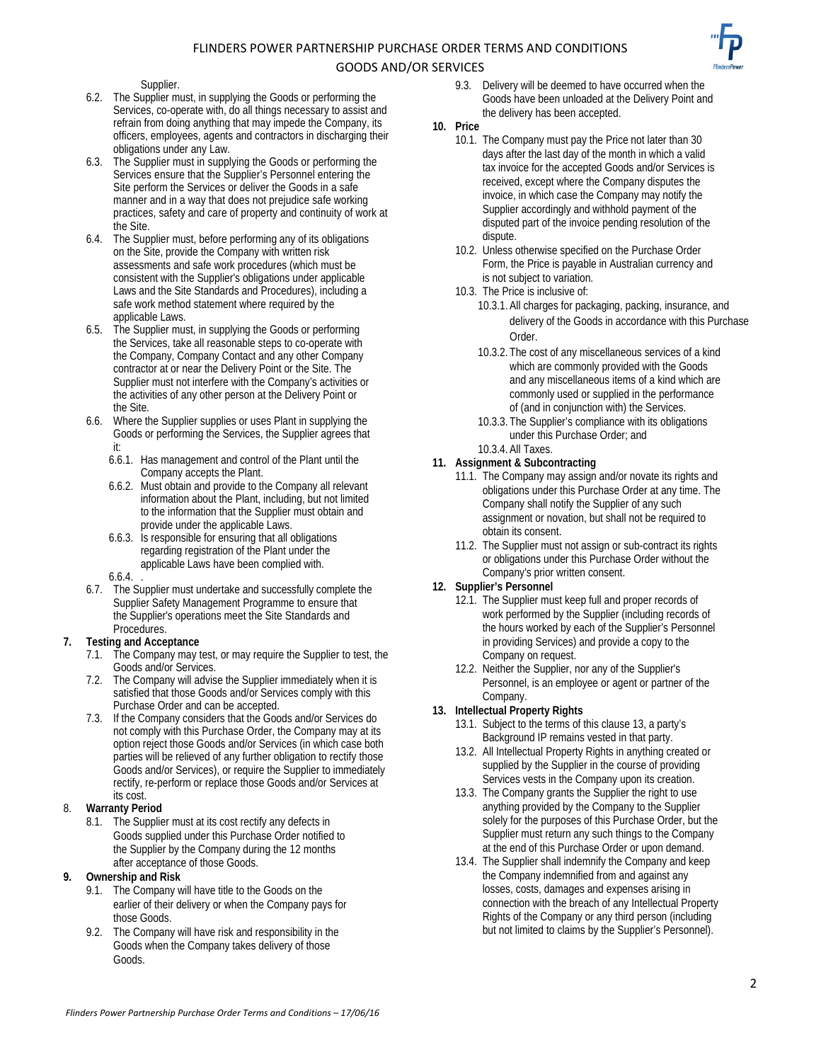Supplier.

6.2. The Supplier must, in supplying the Goods or performing the Services, co-operate with, do all things necessary to assist and refrain from doing anything that may impede the Company, its officers, employees, agents and contractors in discharging their obligations under any Law.

6.3. The Supplier must in supplying the Goods or performing the Services ensure that the Supplier's Personnel entering the Site perform the Services or deliver the Goods in a safe manner and in a way that does not prejudice safe working practices, safety and care of property and continuity of work at the Site.

6.4. The Supplier must, before performing any of its obligations on the Site, provide the Company with written risk assessments and safe work procedures (which must be consistent with the Supplier's obligations under applicable Laws and the Site Standards and Procedures), including a safe work method statement where required by the applicable Laws.

6.5. The Supplier must, in supplying the Goods or performing the Services, take all reasonable steps to co-operate with the Company, Company Contact and any other Company contractor at or near the Delivery Point or the Site. The Supplier must not interfere with the Company's activities or the activities of any other person at the Delivery Point or the Site.

6.6. Where the Supplier supplies or uses Plant in supplying the Goods or performing the Services, the Supplier agrees that it:

6.6.1. Has management and control of the Plant until the Company accepts the Plant.

6.6.2. Must obtain and provide to the Company all relevant information about the Plant, including, but not limited to the information that the Supplier must obtain and provide under the applicable Laws.

6.6.3. Is responsible for ensuring that all obligations regarding registration of the Plant under the applicable Laws have been complied with.

6.6.4. .

6.7. The Supplier must undertake and successfully complete the Supplier Safety Management Programme to ensure that the Supplier's operations meet the Site Standards and Procedures.

**7. Testing and Acceptance**

7.1. The Company may test, or may require the Supplier to test, the Goods and/or Services.

7.2. The Company will advise the Supplier immediately when it is satisfied that those Goods and/or Services comply with this Purchase Order and can be accepted.

7.3. If the Company considers that the Goods and/or Services do not comply with this Purchase Order, the Company may at its option reject those Goods and/or Services (in which case both parties will be relieved of any further obligation to rectify those Goods and/or Services), or require the Supplier to immediately rectify, re-perform or replace those Goods and/or Services at its cost.

8. **Warranty Period**

8.1. The Supplier must at its cost rectify any defects in Goods supplied under this Purchase Order notified to the Supplier by the Company during the 12 months after acceptance of those Goods.

**9. Ownership and Risk**

9.1. The Company will have title to the Goods on the earlier of their delivery or when the Company pays for those Goods.

9.2. The Company will have risk and responsibility in the Goods when the Company takes delivery of those Goods.

9.3. Delivery will be deemed to have occurred when the Goods have been unloaded at the Delivery Point and the delivery has been accepted.

**10. Price**

10.1. The Company must pay the Price not later than 30 days after the last day of the month in which a valid tax invoice for the accepted Goods and/or Services is received, except where the Company disputes the invoice, in which case the Company may notify the Supplier accordingly and withhold payment of the disputed part of the invoice pending resolution of the dispute.

10.2. Unless otherwise specified on the Purchase Order Form, the Price is payable in Australian currency and is not subject to variation.

10.3. The Price is inclusive of:

10.3.1. All charges for packaging, packing, insurance, and delivery of the Goods in accordance with this Purchase Order.

10.3.2. The cost of any miscellaneous services of a kind which are commonly provided with the Goods and any miscellaneous items of a kind which are commonly used or supplied in the performance of (and in conjunction with) the Services.

10.3.3. The Supplier's compliance with its obligations under this Purchase Order; and

10.3.4. All Taxes.

**11. Assignment & Subcontracting**

11.1. The Company may assign and/or novate its rights and obligations under this Purchase Order at any time. The Company shall notify the Supplier of any such assignment or novation, but shall not be required to obtain its consent.

11.2. The Supplier must not assign or sub-contract its rights or obligations under this Purchase Order without the Company's prior written consent.

**12. Supplier's Personnel**

12.1. The Supplier must keep full and proper records of work performed by the Supplier (including records of the hours worked by each of the Supplier's Personnel in providing Services) and provide a copy to the Company on request.

12.2. Neither the Supplier, nor any of the Supplier's Personnel, is an employee or agent or partner of the Company.

**13. Intellectual Property Rights**

13.1. Subject to the terms of this clause 13, a party's Background IP remains vested in that party.

13.2. All Intellectual Property Rights in anything created or supplied by the Supplier in the course of providing Services vests in the Company upon its creation.

13.3. The Company grants the Supplier the right to use anything provided by the Company to the Supplier solely for the purposes of this Purchase Order, but the Supplier must return any such things to the Company at the end of this Purchase Order or upon demand.

13.4. The Supplier shall indemnify the Company and keep the Company indemnified from and against any losses, costs, damages and expenses arising in connection with the breach of any Intellectual Property Rights of the Company or any third person (including but not limited to claims by the Supplier's Personnel).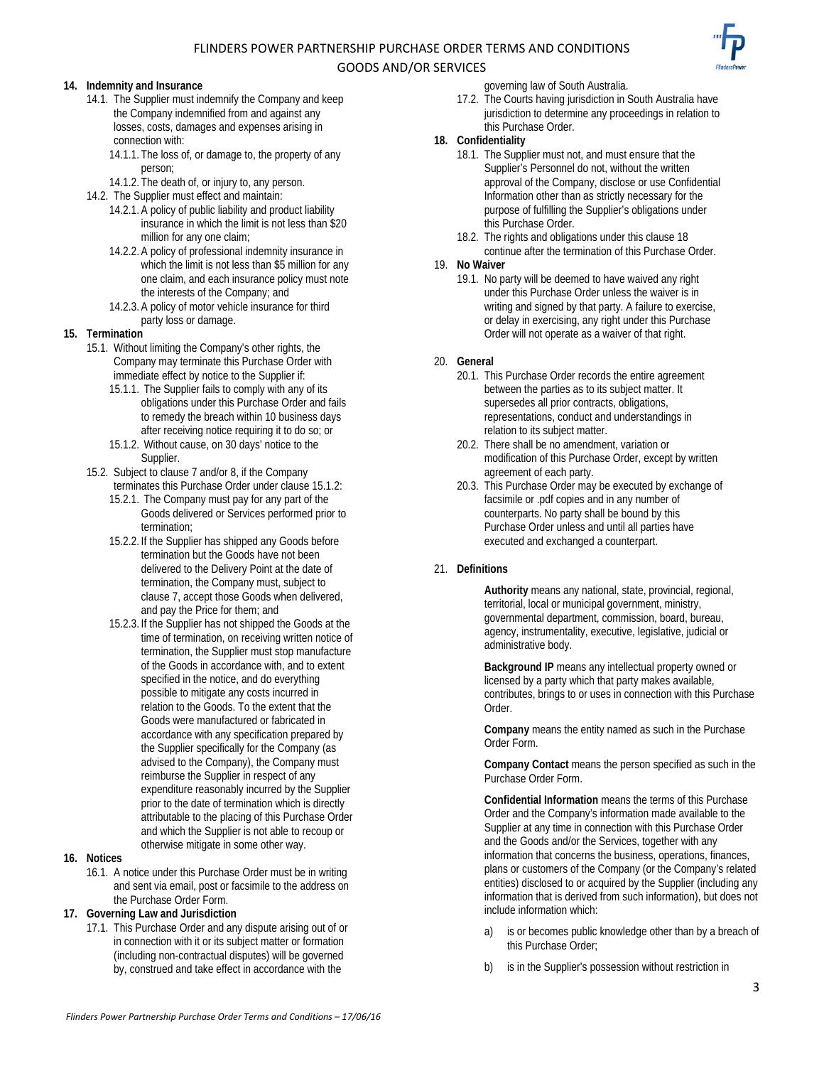**14. Indemnity and Insurance**

14.1. The Supplier must indemnify the Company and keep the Company indemnified from and against any losses, costs, damages and expenses arising in connection with:

14.1.1. The loss of, or damage to, the property of any person;

14.1.2. The death of, or injury to, any person.

14.2. The Supplier must effect and maintain:

14.2.1. A policy of public liability and product liability insurance in which the limit is not less than $20 million for any one claim;

14.2.2. A policy of professional indemnity insurance in which the limit is not less than $5 million for any one claim, and each insurance policy must note the interests of the Company; and

14.2.3. A policy of motor vehicle insurance for third party loss or damage.

**15. Termination**

15.1. Without limiting the Company's other rights, the Company may terminate this Purchase Order with immediate effect by notice to the Supplier if:

15.1.1. The Supplier fails to comply with any of its obligations under this Purchase Order and fails to remedy the breach within 10 business days after receiving notice requiring it to do so; or

15.1.2. Without cause, on 30 days' notice to the Supplier.

15.2. Subject to clause 7 and/or 8, if the Company terminates this Purchase Order under clause 15.1.2:

15.2.1. The Company must pay for any part of the Goods delivered or Services performed prior to termination;

15.2.2. If the Supplier has shipped any Goods before termination but the Goods have not been delivered to the Delivery Point at the date of termination, the Company must, subject to clause 7, accept those Goods when delivered, and pay the Price for them; and

15.2.3. If the Supplier has not shipped the Goods at the time of termination, on receiving written notice of termination, the Supplier must stop manufacture of the Goods in accordance with, and to extent specified in the notice, and do everything possible to mitigate any costs incurred in relation to the Goods. To the extent that the Goods were manufactured or fabricated in accordance with any specification prepared by the Supplier specifically for the Company (as advised to the Company), the Company must reimburse the Supplier in respect of any expenditure reasonably incurred by the Supplier prior to the date of termination which is directly attributable to the placing of this Purchase Order and which the Supplier is not able to recoup or otherwise mitigate in some other way.

**16. Notices**

16.1. A notice under this Purchase Order must be in writing and sent via email, post or facsimile to the address on the Purchase Order Form.

**17. Governing Law and Jurisdiction**

17.1. This Purchase Order and any dispute arising out of or in connection with it or its subject matter or formation (including non-contractual disputes) will be governed by, construed and take effect in accordance with the governing law of South Australia.

17.2. The Courts having jurisdiction in South Australia have jurisdiction to determine any proceedings in relation to this Purchase Order.

**18. Confidentiality**

18.1. The Supplier must not, and must ensure that the Supplier's Personnel do not, without the written approval of the Company, disclose or use Confidential Information other than as strictly necessary for the purpose of fulfilling the Supplier's obligations under this Purchase Order.

18.2. The rights and obligations under this clause 18 continue after the termination of this Purchase Order.

19. **No Waiver**

19.1. No party will be deemed to have waived any right under this Purchase Order unless the waiver is in writing and signed by that party. A failure to exercise, or delay in exercising, any right under this Purchase Order will not operate as a waiver of that right.

20. **General**

20.1. This Purchase Order records the entire agreement between the parties as to its subject matter. It supersedes all prior contracts, obligations, representations, conduct and understandings in relation to its subject matter.

20.2. There shall be no amendment, variation or modification of this Purchase Order, except by written agreement of each party.

20.3. This Purchase Order may be executed by exchange of facsimile or .pdf copies and in any number of counterparts. No party shall be bound by this Purchase Order unless and until all parties have executed and exchanged a counterpart.

21. **Definitions**

**Authority** means any national, state, provincial, regional, territorial, local or municipal government, ministry, governmental department, commission, board, bureau, agency, instrumentality, executive, legislative, judicial or administrative body.

**Background IP** means any intellectual property owned or licensed by a party which that party makes available, contributes, brings to or uses in connection with this Purchase Order.

**Company** means the entity named as such in the Purchase Order Form.

**Company Contact** means the person specified as such in the Purchase Order Form.

**Confidential Information** means the terms of this Purchase Order and the Company's information made available to the Supplier at any time in connection with this Purchase Order and the Goods and/or the Services, together with any information that concerns the business, operations, finances, plans or customers of the Company (or the Company's related entities) disclosed to or acquired by the Supplier (including any information that is derived from such information), but does not include information which:

a) is or becomes public knowledge other than by a breach of this Purchase Order;

b) is in the Supplier's possession without restriction in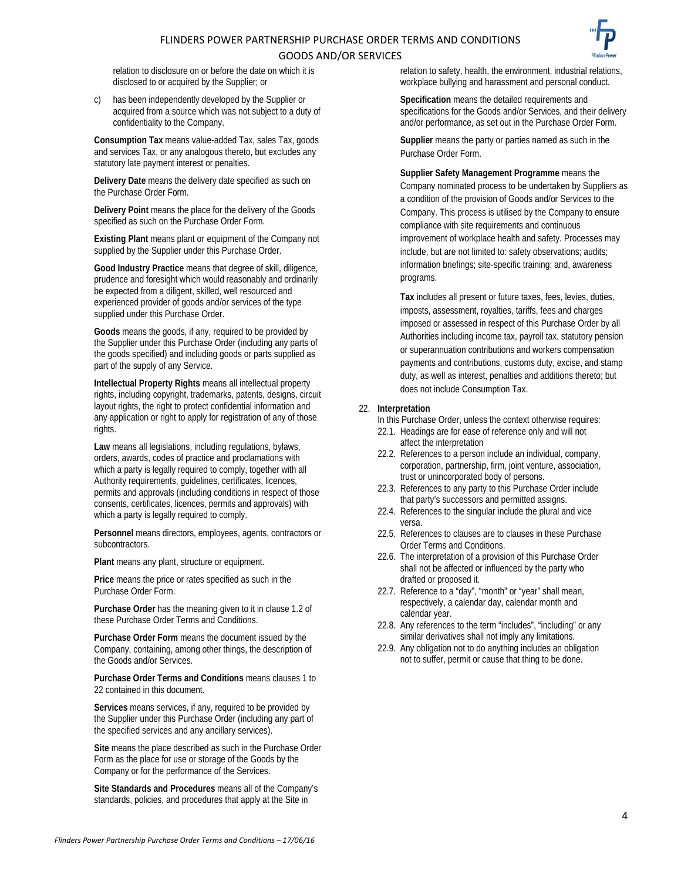relation to disclosure on or before the date on which it is disclosed to or acquired by the Supplier; or

c) has been independently developed by the Supplier or acquired from a source which was not subject to a duty of confidentiality to the Company.

**Consumption Tax** means value-added Tax, sales Tax, goods and services Tax, or any analogous thereto, but excludes any statutory late payment interest or penalties.

**Delivery Date** means the delivery date specified as such on the Purchase Order Form.

**Delivery Point** means the place for the delivery of the Goods specified as such on the Purchase Order Form.

**Existing Plant** means plant or equipment of the Company not supplied by the Supplier under this Purchase Order.

**Good Industry Practice** means that degree of skill, diligence, prudence and foresight which would reasonably and ordinarily be expected from a diligent, skilled, well resourced and experienced provider of goods and/or services of the type supplied under this Purchase Order.

**Goods** means the goods, if any, required to be provided by the Supplier under this Purchase Order (including any parts of the goods specified) and including goods or parts supplied as part of the supply of any Service.

**Intellectual Property Rights** means all intellectual property rights, including copyright, trademarks, patents, designs, circuit layout rights, the right to protect confidential information and any application or right to apply for registration of any of those rights.

**Law** means all legislations, including regulations, bylaws, orders, awards, codes of practice and proclamations with which a party is legally required to comply, together with all Authority requirements, guidelines, certificates, licences, permits and approvals (including conditions in respect of those consents, certificates, licences, permits and approvals) with which a party is legally required to comply.

**Personnel** means directors, employees, agents, contractors or subcontractors.

**Plant** means any plant, structure or equipment.

**Price** means the price or rates specified as such in the Purchase Order Form.

**Purchase Order** has the meaning given to it in clause 1.2 of these Purchase Order Terms and Conditions.

**Purchase Order Form** means the document issued by the Company, containing, among other things, the description of the Goods and/or Services.

**Purchase Order Terms and Conditions** means clauses 1 to 22 contained in this document.

**Services** means services, if any, required to be provided by the Supplier under this Purchase Order (including any part of the specified services and any ancillary services).

**Site** means the place described as such in the Purchase Order Form as the place for use or storage of the Goods by the Company or for the performance of the Services.

**Site Standards and Procedures** means all of the Company's standards, policies, and procedures that apply at the Site in relation to safety, health, the environment, industrial relations, workplace bullying and harassment and personal conduct.

**Specification** means the detailed requirements and specifications for the Goods and/or Services, and their delivery and/or performance, as set out in the Purchase Order Form.

**Supplier** means the party or parties named as such in the Purchase Order Form.

**Supplier Safety Management Programme** means the Company nominated process to be undertaken by Suppliers as a condition of the provision of Goods and/or Services to the Company. This process is utilised by the Company to ensure compliance with site requirements and continuous improvement of workplace health and safety. Processes may include, but are not limited to: safety observations; audits; information briefings; site-specific training; and, awareness programs.

**Tax** includes all present or future taxes, fees, levies, duties, imposts, assessment, royalties, tariffs, fees and charges imposed or assessed in respect of this Purchase Order by all Authorities including income tax, payroll tax, statutory pension or superannuation contributions and workers compensation payments and contributions, customs duty, excise, and stamp duty, as well as interest, penalties and additions thereto; but does not include Consumption Tax.

22. **Interpretation**

In this Purchase Order, unless the context otherwise requires:

22.1. Headings are for ease of reference only and will not affect the interpretation

22.2. References to a person include an individual, company, corporation, partnership, firm, joint venture, association, trust or unincorporated body of persons.

22.3. References to any party to this Purchase Order include that party's successors and permitted assigns.

22.4. References to the singular include the plural and vice versa.

22.5. References to clauses are to clauses in these Purchase Order Terms and Conditions.

22.6. The interpretation of a provision of this Purchase Order shall not be affected or influenced by the party who drafted or proposed it.

22.7. Reference to a "day", "month" or "year" shall mean, respectively, a calendar day, calendar month and calendar year.

22.8. Any references to the term "includes", "including" or any similar derivatives shall not imply any limitations.

22.9. Any obligation not to do anything includes an obligation not to suffer, permit or cause that thing to be done.